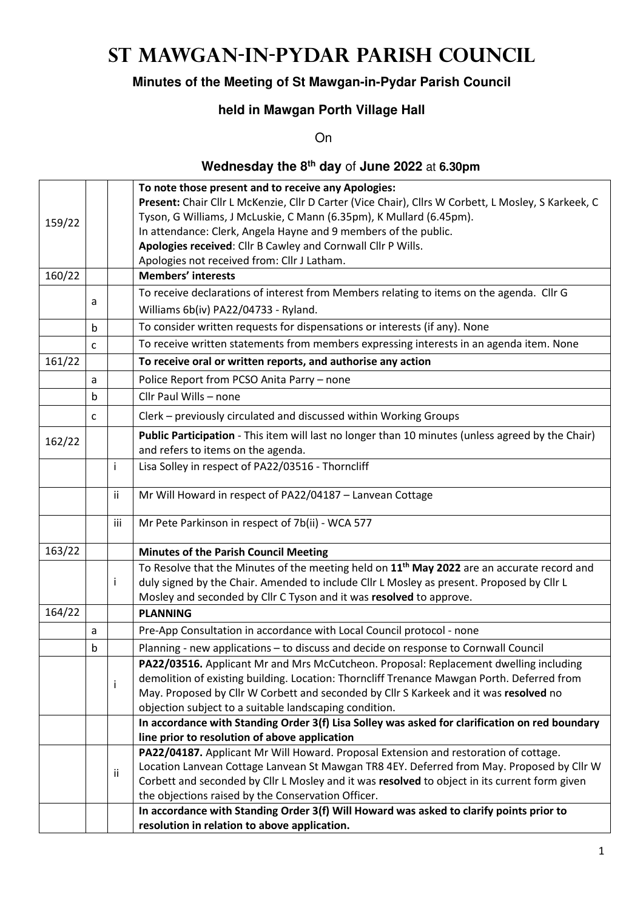# St Mawgan-in-Pydar Parish Council

## Minutes of the Meeting of St Mawgan-in-Pydar Parish Council

### held in Mawgan Porth Village Hall

On

### Wednesday the 8th day of June 2022 at 6.30pm

| | | | |
|---|---|---|---|
| 159/22 | | | **To note those present and to receive any Apologies:**<br>**Present:** Chair Cllr L McKenzie, Cllr D Carter (Vice Chair), Cllrs W Corbett, L Mosley, S Karkeek, C Tyson, G Williams, J McLuskie, C Mann (6.35pm), K Mullard (6.45pm).<br>In attendance: Clerk, Angela Hayne and 9 members of the public.<br>**Apologies received**: Cllr B Cawley and Cornwall Cllr P Wills.<br>Apologies not received from: Cllr J Latham. |
| 160/22 | | | **Members' interests** |
| | a | | To receive declarations of interest from Members relating to items on the agenda. Cllr G Williams 6b(iv) PA22/04733 - Ryland. |
| | b | | To consider written requests for dispensations or interests (if any). None |
| | c | | To receive written statements from members expressing interests in an agenda item. None |
| 161/22 | | | **To receive oral or written reports, and authorise any action** |
| | a | | Police Report from PCSO Anita Parry – none |
| | b | | Cllr Paul Wills – none |
| | c | | Clerk – previously circulated and discussed within Working Groups |
| 162/22 | | | **Public Participation** - This item will last no longer than 10 minutes (unless agreed by the Chair) and refers to items on the agenda. |
| | | i | Lisa Solley in respect of PA22/03516 - Thorncliff |
| | | ii | Mr Will Howard in respect of PA22/04187 – Lanvean Cottage |
| | | iii | Mr Pete Parkinson in respect of 7b(ii) - WCA 577 |
| 163/22 | | | **Minutes of the Parish Council Meeting** |
| | | i | To Resolve that the Minutes of the meeting held on **11th May 2022** are an accurate record and duly signed by the Chair. Amended to include Cllr L Mosley as present. Proposed by Cllr L Mosley and seconded by Cllr C Tyson and it was **resolved** to approve. |
| 164/22 | | | **PLANNING** |
| | a | | Pre-App Consultation in accordance with Local Council protocol - none |
| | b | | Planning - new applications – to discuss and decide on response to Cornwall Council |
| | | i | **PA22/03516.** Applicant Mr and Mrs McCutcheon. Proposal: Replacement dwelling including demolition of existing building. Location: Thorncliff Trenance Mawgan Porth. Deferred from May. Proposed by Cllr W Corbett and seconded by Cllr S Karkeek and it was **resolved** no objection subject to a suitable landscaping condition. |
| | | | **In accordance with Standing Order 3(f) Lisa Solley was asked for clarification on red boundary line prior to resolution of above application** |
| | | ii | **PA22/04187.** Applicant Mr Will Howard. Proposal Extension and restoration of cottage. Location Lanvean Cottage Lanvean St Mawgan TR8 4EY. Deferred from May. Proposed by Cllr W Corbett and seconded by Cllr L Mosley and it was **resolved** to object in its current form given the objections raised by the Conservation Officer. |
| | | | **In accordance with Standing Order 3(f) Will Howard was asked to clarify points prior to resolution in relation to above application.** |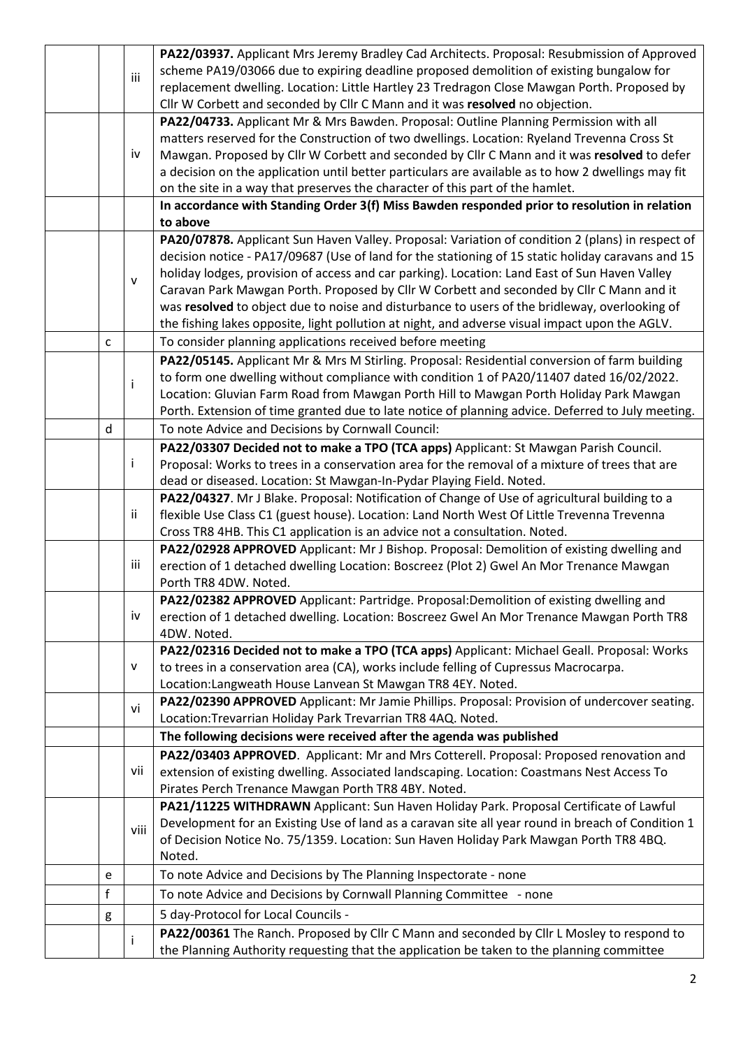|  |  |  |  |
|---|---|---|---|
|  |  | iii | **PA22/03937.** Applicant Mrs Jeremy Bradley Cad Architects. Proposal: Resubmission of Approved scheme PA19/03066 due to expiring deadline proposed demolition of existing bungalow for replacement dwelling. Location: Little Hartley 23 Tredragon Close Mawgan Porth. Proposed by Cllr W Corbett and seconded by Cllr C Mann and it was **resolved** no objection. |
|  |  | iv | **PA22/04733.** Applicant Mr & Mrs Bawden. Proposal: Outline Planning Permission with all matters reserved for the Construction of two dwellings. Location: Ryeland Trevenna Cross St Mawgan. Proposed by Cllr W Corbett and seconded by Cllr C Mann and it was **resolved** to defer a decision on the application until better particulars are available as to how 2 dwellings may fit on the site in a way that preserves the character of this part of the hamlet. |
|  |  |  | **In accordance with Standing Order 3(f) Miss Bawden responded prior to resolution in relation to above** |
|  |  | v | **PA20/07878.** Applicant Sun Haven Valley. Proposal: Variation of condition 2 (plans) in respect of decision notice - PA17/09687 (Use of land for the stationing of 15 static holiday caravans and 15 holiday lodges, provision of access and car parking). Location: Land East of Sun Haven Valley Caravan Park Mawgan Porth. Proposed by Cllr W Corbett and seconded by Cllr C Mann and it was **resolved** to object due to noise and disturbance to users of the bridleway, overlooking of the fishing lakes opposite, light pollution at night, and adverse visual impact upon the AGLV. |
|  | c |  | To consider planning applications received before meeting |
|  |  | i | **PA22/05145.** Applicant Mr & Mrs M Stirling. Proposal: Residential conversion of farm building to form one dwelling without compliance with condition 1 of PA20/11407 dated 16/02/2022. Location: Gluvian Farm Road from Mawgan Porth Hill to Mawgan Porth Holiday Park Mawgan Porth. Extension of time granted due to late notice of planning advice. Deferred to July meeting. |
|  | d |  | To note Advice and Decisions by Cornwall Council: |
|  |  | i | **PA22/03307 Decided not to make a TPO (TCA apps)** Applicant: St Mawgan Parish Council. Proposal: Works to trees in a conservation area for the removal of a mixture of trees that are dead or diseased. Location: St Mawgan-In-Pydar Playing Field. Noted. |
|  |  | ii | **PA22/04327**. Mr J Blake. Proposal: Notification of Change of Use of agricultural building to a flexible Use Class C1 (guest house). Location: Land North West Of Little Trevenna Trevenna Cross TR8 4HB. This C1 application is an advice not a consultation. Noted. |
|  |  | iii | **PA22/02928 APPROVED** Applicant: Mr J Bishop. Proposal: Demolition of existing dwelling and erection of 1 detached dwelling Location: Boscreez (Plot 2) Gwel An Mor Trenance Mawgan Porth TR8 4DW. Noted. |
|  |  | iv | **PA22/02382 APPROVED** Applicant: Partridge. Proposal:Demolition of existing dwelling and erection of 1 detached dwelling. Location: Boscreez Gwel An Mor Trenance Mawgan Porth TR8 4DW. Noted. |
|  |  | v | **PA22/02316 Decided not to make a TPO (TCA apps)** Applicant: Michael Geall. Proposal: Works to trees in a conservation area (CA), works include felling of Cupressus Macrocarpa. Location:Langweath House Lanvean St Mawgan TR8 4EY. Noted. |
|  |  | vi | **PA22/02390 APPROVED** Applicant: Mr Jamie Phillips. Proposal: Provision of undercover seating. Location:Trevarrian Holiday Park Trevarrian TR8 4AQ. Noted. |
|  |  |  | **The following decisions were received after the agenda was published** |
|  |  | vii | **PA22/03403 APPROVED**. Applicant: Mr and Mrs Cotterell. Proposal: Proposed renovation and extension of existing dwelling. Associated landscaping. Location: Coastmans Nest Access To Pirates Perch Trenance Mawgan Porth TR8 4BY. Noted. |
|  |  | viii | **PA21/11225 WITHDRAWN** Applicant: Sun Haven Holiday Park. Proposal Certificate of Lawful Development for an Existing Use of land as a caravan site all year round in breach of Condition 1 of Decision Notice No. 75/1359. Location: Sun Haven Holiday Park Mawgan Porth TR8 4BQ. Noted. |
|  | e |  | To note Advice and Decisions by The Planning Inspectorate - none |
|  | f |  | To note Advice and Decisions by Cornwall Planning Committee - none |
|  | g |  | 5 day-Protocol for Local Councils - |
|  |  | i | **PA22/00361** The Ranch. Proposed by Cllr C Mann and seconded by Cllr L Mosley to respond to the Planning Authority requesting that the application be taken to the planning committee |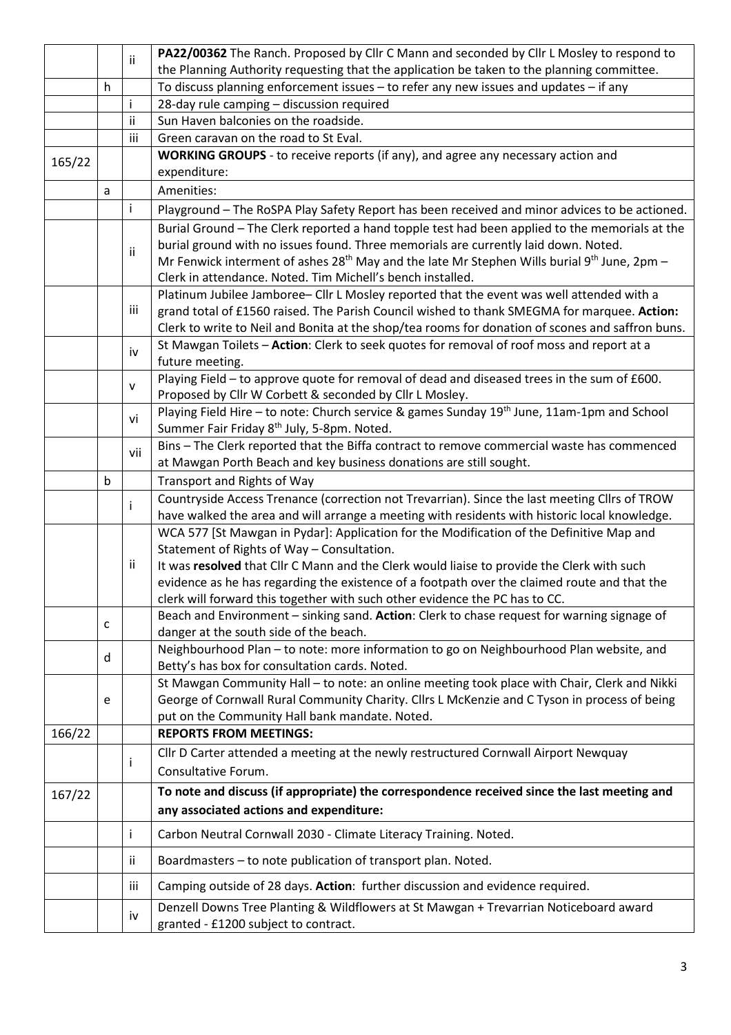| | | | |
|---|---|---|---|
| | | ii | **PA22/00362** The Ranch. Proposed by Cllr C Mann and seconded by Cllr L Mosley to respond to the Planning Authority requesting that the application be taken to the planning committee. |
| | h | | To discuss planning enforcement issues – to refer any new issues and updates – if any |
| | | i | 28-day rule camping – discussion required |
| | | ii | Sun Haven balconies on the roadside. |
| | | iii | Green caravan on the road to St Eval. |
| 165/22 | | | **WORKING GROUPS** - to receive reports (if any), and agree any necessary action and expenditure: |
| | a | | Amenities: |
| | | i | Playground – The RoSPA Play Safety Report has been received and minor advices to be actioned. |
| | | ii | Burial Ground – The Clerk reported a hand topple test had been applied to the memorials at the burial ground with no issues found. Three memorials are currently laid down. Noted. Mr Fenwick interment of ashes 28th May and the late Mr Stephen Wills burial 9th June, 2pm – Clerk in attendance. Noted. Tim Michell's bench installed. |
| | | iii | Platinum Jubilee Jamboree– Cllr L Mosley reported that the event was well attended with a grand total of £1560 raised. The Parish Council wished to thank SMEGMA for marquee. **Action:** Clerk to write to Neil and Bonita at the shop/tea rooms for donation of scones and saffron buns. |
| | | iv | St Mawgan Toilets – **Action**: Clerk to seek quotes for removal of roof moss and report at a future meeting. |
| | | v | Playing Field – to approve quote for removal of dead and diseased trees in the sum of £600. Proposed by Cllr W Corbett & seconded by Cllr L Mosley. |
| | | vi | Playing Field Hire – to note: Church service & games Sunday 19th June, 11am-1pm and School Summer Fair Friday 8th July, 5-8pm. Noted. |
| | | vii | Bins – The Clerk reported that the Biffa contract to remove commercial waste has commenced at Mawgan Porth Beach and key business donations are still sought. |
| | b | | Transport and Rights of Way |
| | | i | Countryside Access Trenance (correction not Trevarrian). Since the last meeting Cllrs of TROW have walked the area and will arrange a meeting with residents with historic local knowledge. |
| | | ii | WCA 577 [St Mawgan in Pydar]: Application for the Modification of the Definitive Map and Statement of Rights of Way – Consultation. It was **resolved** that Cllr C Mann and the Clerk would liaise to provide the Clerk with such evidence as he has regarding the existence of a footpath over the claimed route and that the clerk will forward this together with such other evidence the PC has to CC. |
| | c | | Beach and Environment – sinking sand. **Action**: Clerk to chase request for warning signage of danger at the south side of the beach. |
| | d | | Neighbourhood Plan – to note: more information to go on Neighbourhood Plan website, and Betty's has box for consultation cards. Noted. |
| | e | | St Mawgan Community Hall – to note: an online meeting took place with Chair, Clerk and Nikki George of Cornwall Rural Community Charity. Cllrs L McKenzie and C Tyson in process of being put on the Community Hall bank mandate. Noted. |
| 166/22 | | | **REPORTS FROM MEETINGS:** |
| | | i | Cllr D Carter attended a meeting at the newly restructured Cornwall Airport Newquay Consultative Forum. |
| 167/22 | | | **To note and discuss (if appropriate) the correspondence received since the last meeting and any associated actions and expenditure:** |
| | | i | Carbon Neutral Cornwall 2030 - Climate Literacy Training. Noted. |
| | | ii | Boardmasters – to note publication of transport plan. Noted. |
| | | iii | Camping outside of 28 days. **Action**: further discussion and evidence required. |
| | | iv | Denzell Downs Tree Planting & Wildflowers at St Mawgan + Trevarrian Noticeboard award granted - £1200 subject to contract. |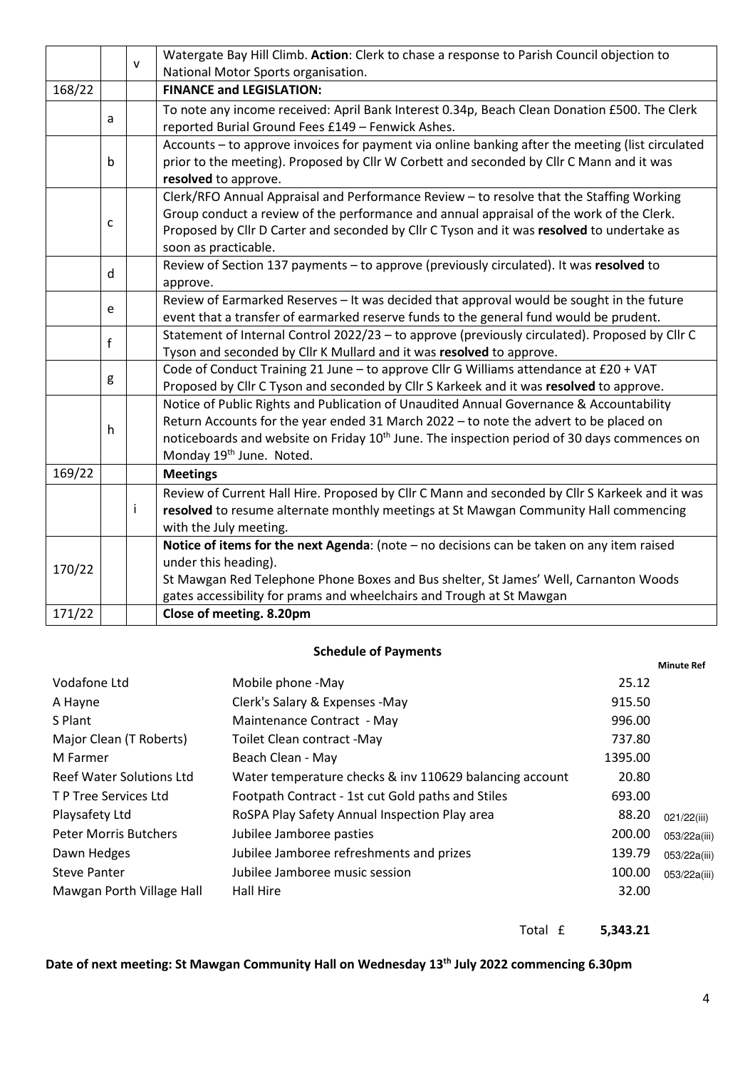| | | | |
|---|---|---|---|
| | | v | Watergate Bay Hill Climb. **Action**: Clerk to chase a response to Parish Council objection to National Motor Sports organisation. |
| 168/22 | | | **FINANCE and LEGISLATION:** |
| | a | | To note any income received: April Bank Interest 0.34p, Beach Clean Donation £500. The Clerk reported Burial Ground Fees £149 – Fenwick Ashes. |
| | b | | Accounts – to approve invoices for payment via online banking after the meeting (list circulated prior to the meeting). Proposed by Cllr W Corbett and seconded by Cllr C Mann and it was **resolved** to approve. |
| | c | | Clerk/RFO Annual Appraisal and Performance Review – to resolve that the Staffing Working Group conduct a review of the performance and annual appraisal of the work of the Clerk. Proposed by Cllr D Carter and seconded by Cllr C Tyson and it was **resolved** to undertake as soon as practicable. |
| | d | | Review of Section 137 payments – to approve (previously circulated). It was **resolved** to approve. |
| | e | | Review of Earmarked Reserves – It was decided that approval would be sought in the future event that a transfer of earmarked reserve funds to the general fund would be prudent. |
| | f | | Statement of Internal Control 2022/23 – to approve (previously circulated). Proposed by Cllr C Tyson and seconded by Cllr K Mullard and it was **resolved** to approve. |
| | g | | Code of Conduct Training 21 June – to approve Cllr G Williams attendance at £20 + VAT Proposed by Cllr C Tyson and seconded by Cllr S Karkeek and it was **resolved** to approve. |
| | h | | Notice of Public Rights and Publication of Unaudited Annual Governance & Accountability Return Accounts for the year ended 31 March 2022 – to note the advert to be placed on noticeboards and website on Friday 10th June. The inspection period of 30 days commences on Monday 19th June. Noted. |
| 169/22 | | | **Meetings** |
| | | i | Review of Current Hall Hire. Proposed by Cllr C Mann and seconded by Cllr S Karkeek and it was **resolved** to resume alternate monthly meetings at St Mawgan Community Hall commencing with the July meeting. |
| 170/22 | | | **Notice of items for the next Agenda**: (note – no decisions can be taken on any item raised under this heading). St Mawgan Red Telephone Phone Boxes and Bus shelter, St James' Well, Carnanton Woods gates accessibility for prams and wheelchairs and Trough at St Mawgan |
| 171/22 | | | **Close of meeting. 8.20pm** |

## Schedule of Payments

| | | | **Minute Ref** |
|---|---|---|---|
| Vodafone Ltd | Mobile phone -May | 25.12 | |
| A Hayne | Clerk's Salary & Expenses -May | 915.50 | |
| S Plant | Maintenance Contract - May | 996.00 | |
| Major Clean (T Roberts) | Toilet Clean contract -May | 737.80 | |
| M Farmer | Beach Clean - May | 1395.00 | |
| Reef Water Solutions Ltd | Water temperature checks & inv 110629 balancing account | 20.80 | |
| T P Tree Services Ltd | Footpath Contract - 1st cut Gold paths and Stiles | 693.00 | |
| Playsafety Ltd | RoSPA Play Safety Annual Inspection Play area | 88.20 | 021/22(iii) |
| Peter Morris Butchers | Jubilee Jamboree pasties | 200.00 | 053/22a(iii) |
| Dawn Hedges | Jubilee Jamboree refreshments and prizes | 139.79 | 053/22a(iii) |
| Steve Panter | Jubilee Jamboree music session | 100.00 | 053/22a(iii) |
| Mawgan Porth Village Hall | Hall Hire | 32.00 | |
| | Total £ | **5,343.21** | |

**Date of next meeting: St Mawgan Community Hall on Wednesday 13th July 2022 commencing 6.30pm**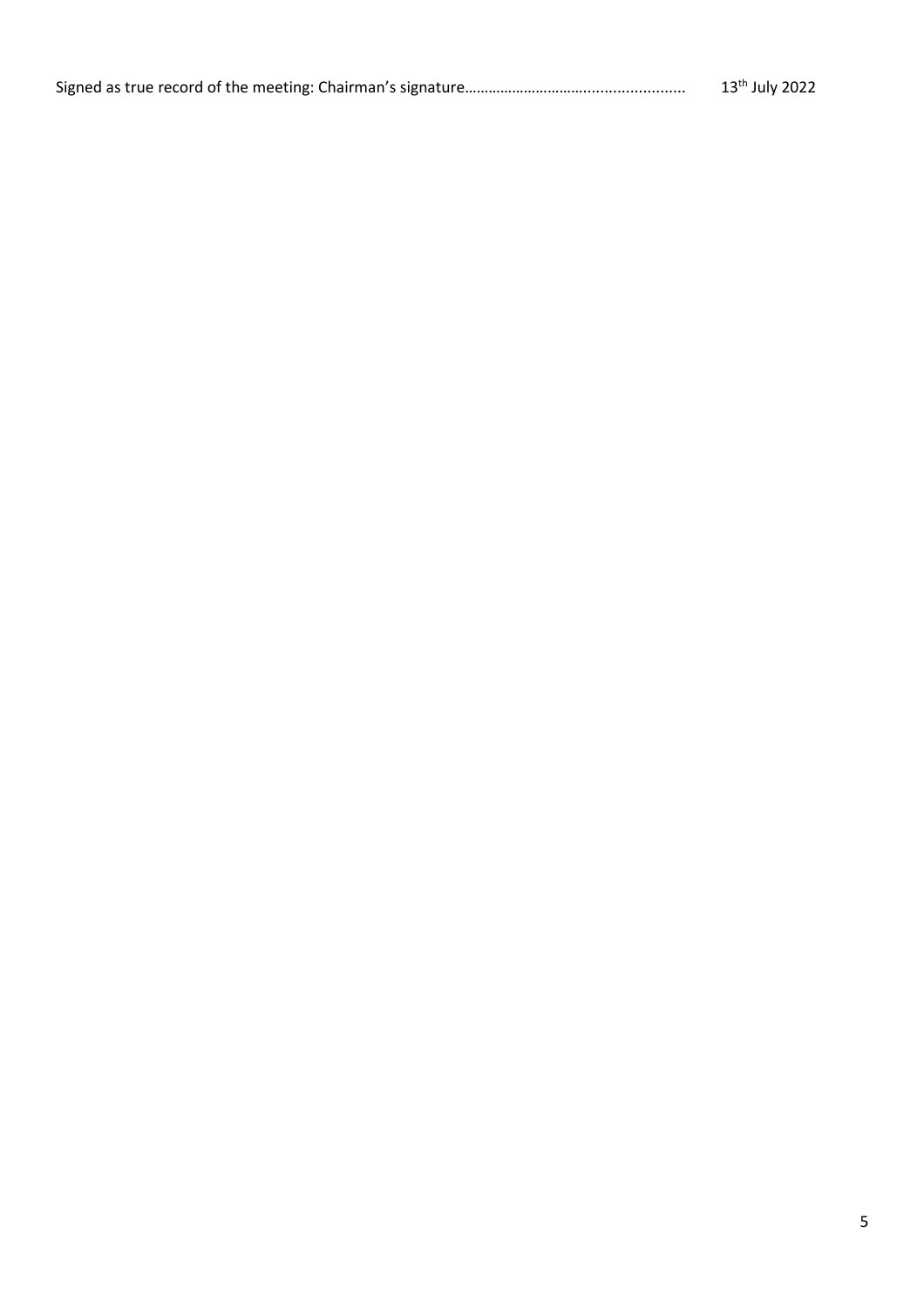Signed as true record of the meeting: Chairman's signature………………………….......................... 13th July 2022